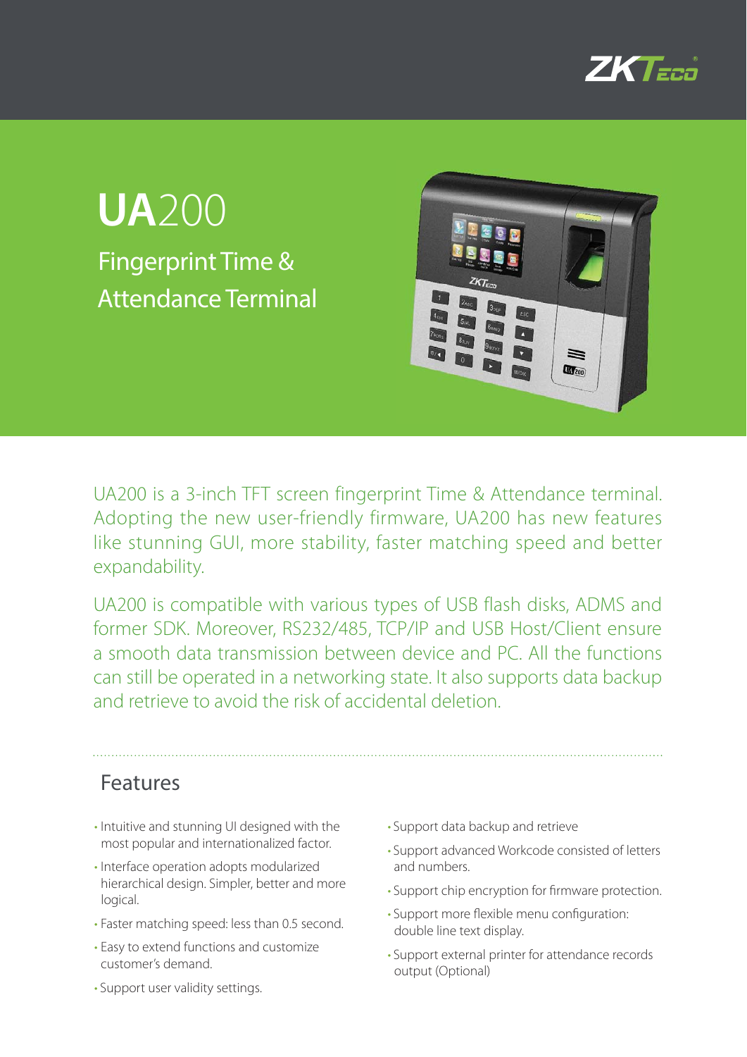# UA200

## Fingerprint Time & Attendance Terminal

UA200 is a 3-inch TFT screen fingerprint Time & Attendance terminal. Adopting the new user-friendly firmware, UA200 has new features like stunning GUI, more stability, faster matching speed and better expandability.

UA200 is compatible with various types of USB flash disks, ADMS and former SDK. Moreover, RS232/485, TCP/IP and USB Host/Client ensure a smooth data transmission between device and PC. All the functions can still be operated in a networking state. It also supports data backup and retrieve to avoid the risk of accidental deletion.

## Features

- Intuitive and stunning UI designed with the most popular and internationalized factor.
- Interface operation adopts modularized hierarchical design. Simpler, better and more logical.
- Faster matching speed: less than 0.5 second.
- Easy to extend functions and customize customer's demand.
- Support user validity settings.
- Support data backup and retrieve
- Support advanced Workcode consisted of letters and numbers.
- Support chip encryption for firmware protection.
- Support more flexible menu configuration: double line text display.
- Support external printer for attendance records output (Optional)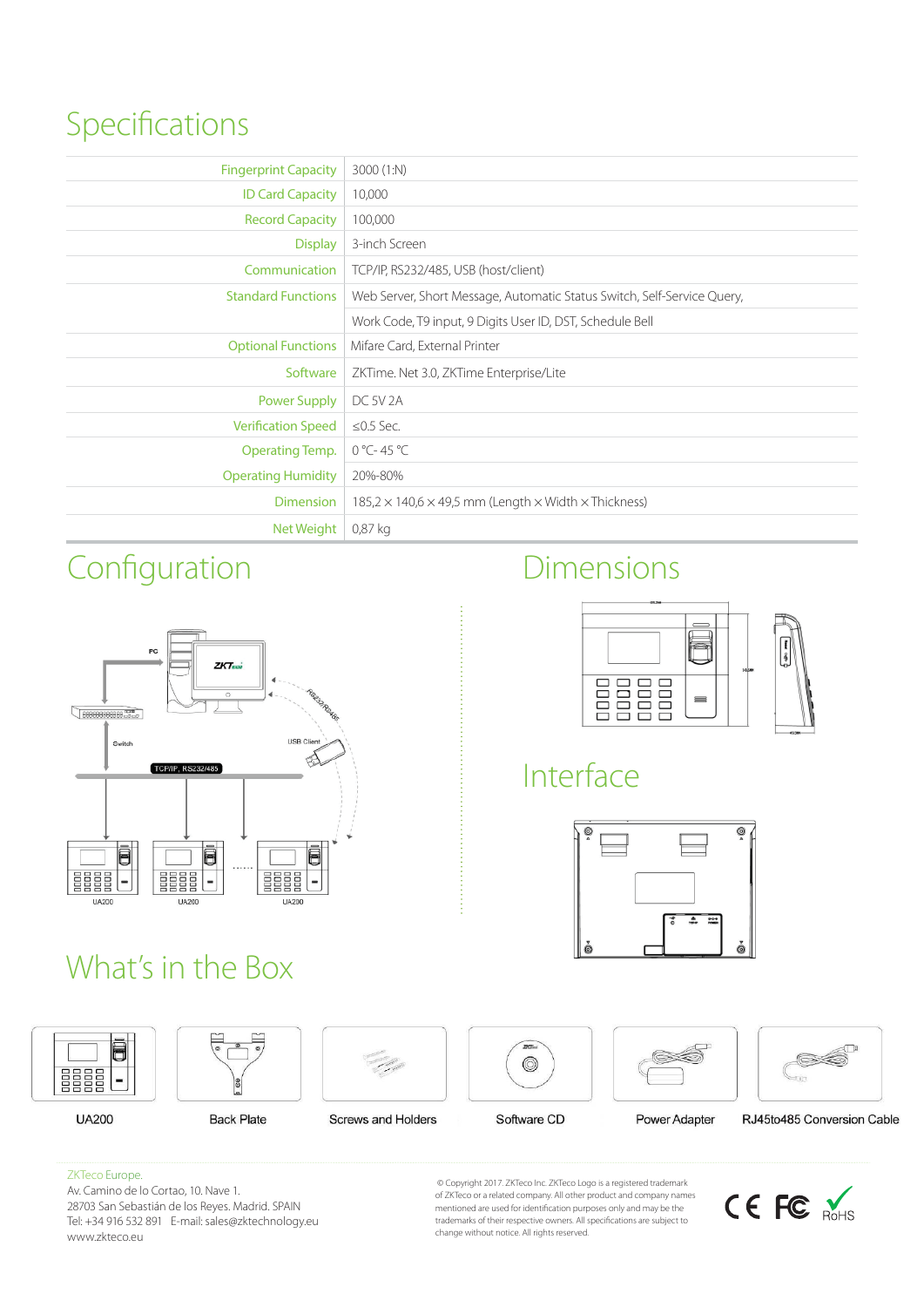# Specifications

| | |
|---|---|
| Fingerprint Capacity | 3000 (1:N) |
| ID Card Capacity | 10,000 |
| Record Capacity | 100,000 |
| Display | 3-inch Screen |
| Communication | TCP/IP, RS232/485, USB (host/client) |
| Standard Functions | Web Server, Short Message, Automatic Status Switch, Self-Service Query, Work Code, T9 input, 9 Digits User ID, DST, Schedule Bell |
| Optional Functions | Mifare Card, External Printer |
| Software | ZKTime. Net 3.0, ZKTime Enterprise/Lite |
| Power Supply | DC 5V 2A |
| Verification Speed | ≤0.5 Sec. |
| Operating Temp. | 0 °C- 45 °C |
| Operating Humidity | 20%-80% |
| Dimension | 185,2 × 140,6 × 49,5 mm (Length × Width × Thickness) |
| Net Weight | 0,87 kg |

## Configuration

PC

Switch

TCP/IP, RS232/485

RS232/RS485

USB Client

UA200

UA200

UA200

## Dimensions

## Interface

## What's in the Box

UA200

Back Plate

Screws and Holders

Software CD

Power Adapter

RJ45to485 Conversion Cable

ZKTeco Europe.
Av. Camino de lo Cortao, 10. Nave 1.
28703 San Sebastián de los Reyes. Madrid. SPAIN
Tel: +34 916 532 891 E-mail: sales@zktechnology.eu
www.zkteco.eu

© Copyright 2017. ZKTeco Inc. ZKTeco Logo is a registered trademark of ZKTeco or a related company. All other product and company names mentioned are used for identification purposes only and may be the trademarks of their respective owners. All specifications are subject to change without notice. All rights reserved.

CE FC RoHS